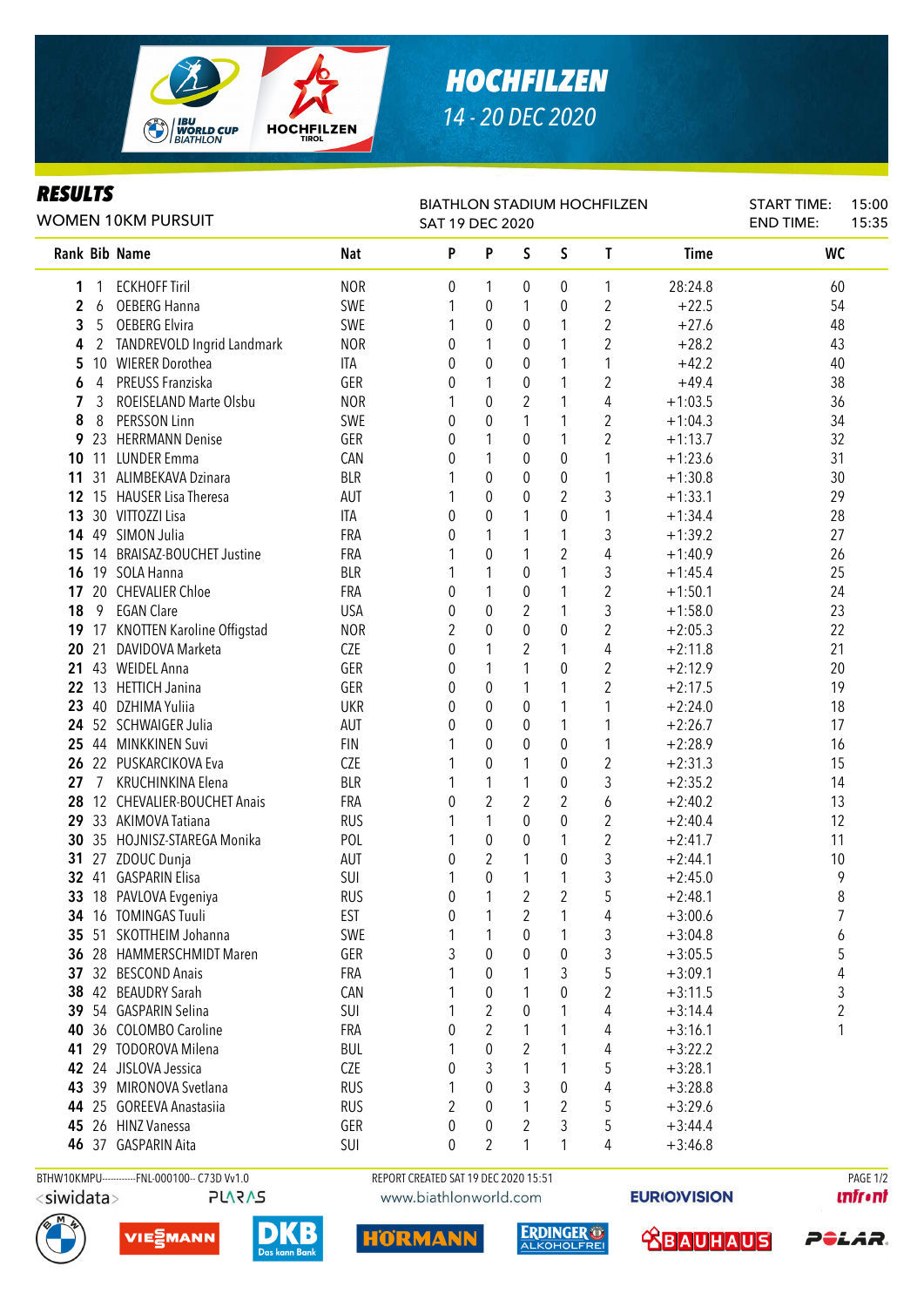# HOCHFILZEN

14 - 20 DEC 2020

## RESULTS

WOMEN 10KM PURSUIT

BIATHLON STADIUM HOCHFILZEN
SAT 19 DEC 2020

START TIME: 15:00
END TIME: 15:35

| Rank | Bib | Name | Nat | P | P | S | S | T | Time | WC |
|---|---|---|---|---|---|---|---|---|---|---|
| 1 | 1 | ECKHOFF Tiril | NOR | 0 | 1 | 0 | 0 | 1 | 28:24.8 | 60 |
| 2 | 6 | OEBERG Hanna | SWE | 1 | 0 | 1 | 0 | 2 | +22.5 | 54 |
| 3 | 5 | OEBERG Elvira | SWE | 1 | 0 | 0 | 1 | 2 | +27.6 | 48 |
| 4 | 2 | TANDREVOLD Ingrid Landmark | NOR | 0 | 1 | 0 | 1 | 2 | +28.2 | 43 |
| 5 | 10 | WIERER Dorothea | ITA | 0 | 0 | 0 | 1 | 1 | +42.2 | 40 |
| 6 | 4 | PREUSS Franziska | GER | 0 | 1 | 0 | 1 | 2 | +49.4 | 38 |
| 7 | 3 | ROEISELAND Marte Olsbu | NOR | 1 | 0 | 2 | 1 | 4 | +1:03.5 | 36 |
| 8 | 8 | PERSSON Linn | SWE | 0 | 0 | 1 | 1 | 2 | +1:04.3 | 34 |
| 9 | 23 | HERRMANN Denise | GER | 0 | 1 | 0 | 1 | 2 | +1:13.7 | 32 |
| 10 | 11 | LUNDER Emma | CAN | 0 | 1 | 0 | 0 | 1 | +1:23.6 | 31 |
| 11 | 31 | ALIMBEKAVA Dzinara | BLR | 1 | 0 | 0 | 0 | 1 | +1:30.8 | 30 |
| 12 | 15 | HAUSER Lisa Theresa | AUT | 1 | 0 | 0 | 2 | 3 | +1:33.1 | 29 |
| 13 | 30 | VITTOZZI Lisa | ITA | 0 | 0 | 1 | 0 | 1 | +1:34.4 | 28 |
| 14 | 49 | SIMON Julia | FRA | 0 | 1 | 1 | 1 | 3 | +1:39.2 | 27 |
| 15 | 14 | BRAISAZ-BOUCHET Justine | FRA | 1 | 0 | 1 | 2 | 4 | +1:40.9 | 26 |
| 16 | 19 | SOLA Hanna | BLR | 1 | 1 | 0 | 1 | 3 | +1:45.4 | 25 |
| 17 | 20 | CHEVALIER Chloe | FRA | 0 | 1 | 0 | 1 | 2 | +1:50.1 | 24 |
| 18 | 9 | EGAN Clare | USA | 0 | 0 | 2 | 1 | 3 | +1:58.0 | 23 |
| 19 | 17 | KNOTTEN Karoline Offigstad | NOR | 2 | 0 | 0 | 0 | 2 | +2:05.3 | 22 |
| 20 | 21 | DAVIDOVA Marketa | CZE | 0 | 1 | 2 | 1 | 4 | +2:11.8 | 21 |
| 21 | 43 | WEIDEL Anna | GER | 0 | 1 | 1 | 0 | 2 | +2:12.9 | 20 |
| 22 | 13 | HETTICH Janina | GER | 0 | 0 | 1 | 1 | 2 | +2:17.5 | 19 |
| 23 | 40 | DZHIMA Yuliia | UKR | 0 | 0 | 0 | 1 | 1 | +2:24.0 | 18 |
| 24 | 52 | SCHWAIGER Julia | AUT | 0 | 0 | 0 | 1 | 1 | +2:26.7 | 17 |
| 25 | 44 | MINKKINEN Suvi | FIN | 1 | 0 | 0 | 0 | 1 | +2:28.9 | 16 |
| 26 | 22 | PUSKARCIKOVA Eva | CZE | 1 | 0 | 1 | 0 | 2 | +2:31.3 | 15 |
| 27 | 7 | KRUCHINKINA Elena | BLR | 1 | 1 | 1 | 0 | 3 | +2:35.2 | 14 |
| 28 | 12 | CHEVALIER-BOUCHET Anais | FRA | 0 | 2 | 2 | 2 | 6 | +2:40.2 | 13 |
| 29 | 33 | AKIMOVA Tatiana | RUS | 1 | 1 | 0 | 0 | 2 | +2:40.4 | 12 |
| 30 | 35 | HOJNISZ-STAREGA Monika | POL | 1 | 0 | 0 | 1 | 2 | +2:41.7 | 11 |
| 31 | 27 | ZDOUC Dunja | AUT | 0 | 2 | 1 | 0 | 3 | +2:44.1 | 10 |
| 32 | 41 | GASPARIN Elisa | SUI | 1 | 0 | 1 | 1 | 3 | +2:45.0 | 9 |
| 33 | 18 | PAVLOVA Evgeniya | RUS | 0 | 1 | 2 | 2 | 5 | +2:48.1 | 8 |
| 34 | 16 | TOMINGAS Tuuli | EST | 0 | 1 | 2 | 1 | 4 | +3:00.6 | 7 |
| 35 | 51 | SKOTTHEIM Johanna | SWE | 1 | 1 | 0 | 1 | 3 | +3:04.8 | 6 |
| 36 | 28 | HAMMERSCHMIDT Maren | GER | 3 | 0 | 0 | 0 | 3 | +3:05.5 | 5 |
| 37 | 32 | BESCOND Anais | FRA | 1 | 0 | 1 | 3 | 5 | +3:09.1 | 4 |
| 38 | 42 | BEAUDRY Sarah | CAN | 1 | 0 | 1 | 0 | 2 | +3:11.5 | 3 |
| 39 | 54 | GASPARIN Selina | SUI | 1 | 2 | 0 | 1 | 4 | +3:14.4 | 2 |
| 40 | 36 | COLOMBO Caroline | FRA | 0 | 2 | 1 | 1 | 4 | +3:16.1 | 1 |
| 41 | 29 | TODOROVA Milena | BUL | 1 | 0 | 2 | 1 | 4 | +3:22.2 | |
| 42 | 24 | JISLOVA Jessica | CZE | 0 | 3 | 1 | 1 | 5 | +3:28.1 | |
| 43 | 39 | MIRONOVA Svetlana | RUS | 1 | 0 | 3 | 0 | 4 | +3:28.8 | |
| 44 | 25 | GOREEVA Anastasiia | RUS | 2 | 0 | 1 | 2 | 5 | +3:29.6 | |
| 45 | 26 | HINZ Vanessa | GER | 0 | 0 | 2 | 3 | 5 | +3:44.4 | |
| 46 | 37 | GASPARIN Aita | SUI | 0 | 2 | 1 | 1 | 4 | +3:46.8 | |

BTHW10KMPU-----------FNL-000100-- C73D Vv1.0

REPORT CREATED SAT 19 DEC 2020 15:51

www.biathlonworld.com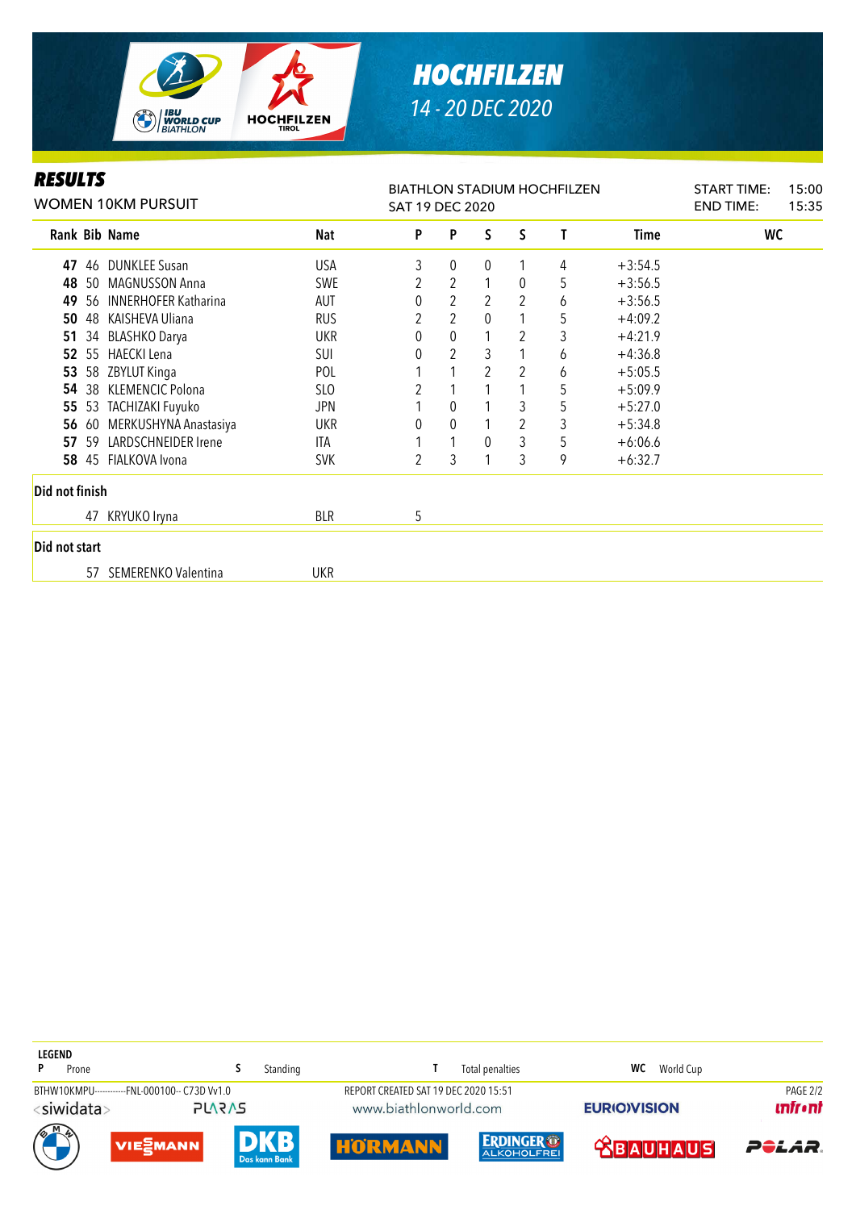# HOCHFILZEN

14 - 20 DEC 2020

## RESULTS

WOMEN 10KM PURSUIT

BIATHLON STADIUM HOCHFILZEN
SAT 19 DEC 2020

START TIME: 15:00
END TIME: 15:35

| Rank | Bib | Name | Nat | P | P | S | S | T | Time | WC |
|---|---|---|---|---|---|---|---|---|---|---|
| **47** | 46 | DUNKLEE Susan | USA | 3 | 0 | 0 | 1 | 4 | +3:54.5 | |
| **48** | 50 | MAGNUSSON Anna | SWE | 2 | 2 | 1 | 0 | 5 | +3:56.5 | |
| **49** | 56 | INNERHOFER Katharina | AUT | 0 | 2 | 2 | 2 | 6 | +3:56.5 | |
| **50** | 48 | KAISHEVA Uliana | RUS | 2 | 2 | 0 | 1 | 5 | +4:09.2 | |
| **51** | 34 | BLASHKO Darya | UKR | 0 | 0 | 1 | 2 | 3 | +4:21.9 | |
| **52** | 55 | HAECKI Lena | SUI | 0 | 2 | 3 | 1 | 6 | +4:36.8 | |
| **53** | 58 | ZBYLUT Kinga | POL | 1 | 1 | 2 | 2 | 6 | +5:05.5 | |
| **54** | 38 | KLEMENCIC Polona | SLO | 2 | 1 | 1 | 1 | 5 | +5:09.9 | |
| **55** | 53 | TACHIZAKI Fuyuko | JPN | 1 | 0 | 1 | 3 | 5 | +5:27.0 | |
| **56** | 60 | MERKUSHYNA Anastasiya | UKR | 0 | 0 | 1 | 2 | 3 | +5:34.8 | |
| **57** | 59 | LARDSCHNEIDER Irene | ITA | 1 | 1 | 0 | 3 | 5 | +6:06.6 | |
| **58** | 45 | FIALKOVA Ivona | SVK | 2 | 3 | 1 | 3 | 9 | +6:32.7 | |

### Did not finish

| Rank | Bib | Name | Nat | P | P | S | S | T | Time | WC |
|---|---|---|---|---|---|---|---|---|---|---|
| | 47 | KRYUKO Iryna | BLR | 5 | | | | | | |

### Did not start

| Rank | Bib | Name | Nat | P | P | S | S | T | Time | WC |
|---|---|---|---|---|---|---|---|---|---|---|
| | 57 | SEMERENKO Valentina | UKR | | | | | | | |

**LEGEND**

**P** Prone **S** Standing **T** Total penalties **WC** World Cup

BTHW10KMPU------------FNL-000100-- C73D Vv1.0
REPORT CREATED SAT 19 DEC 2020 15:51
www.biathlonworld.com